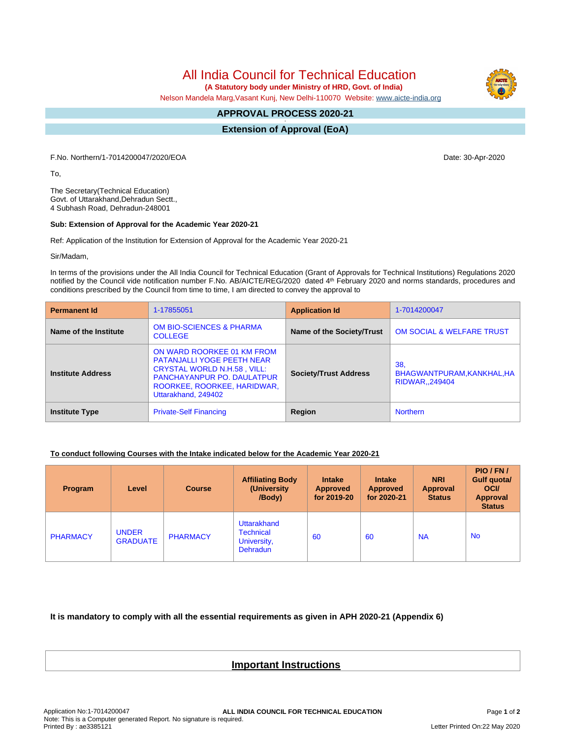# All India Council for Technical Education

**(A Statutory body under Ministry of HRD, Govt. of India)**

Nelson Mandela Marg,Vasant Kunj, New Delhi-110070 Website: www.aicte-india.org

## APPROVAL PROCESS 2020-21

## Extension of Approval (EoA)

F.No. Northern/1-7014200047/2020/EOA

Date: 30-Apr-2020

To,

The Secretary(Technical Education)
Govt. of Uttarakhand,Dehradun Sectt.,
4 Subhash Road, Dehradun-248001

**Sub: Extension of Approval for the Academic Year 2020-21**

Ref: Application of the Institution for Extension of Approval for the Academic Year 2020-21

Sir/Madam,

In terms of the provisions under the All India Council for Technical Education (Grant of Approvals for Technical Institutions) Regulations 2020 notified by the Council vide notification number F.No. AB/AICTE/REG/2020 dated 4th February 2020 and norms standards, procedures and conditions prescribed by the Council from time to time, I am directed to convey the approval to

| **Permanent Id** | 1-17855051 | **Application Id** | 1-7014200047 |
|---|---|---|---|
| **Name of the Institute** | OM BIO-SCIENCES & PHARMA COLLEGE | **Name of the Society/Trust** | OM SOCIAL & WELFARE TRUST |
| **Institute Address** | ON WARD ROORKEE 01 KM FROM PATANJALLI YOGE PEETH NEAR CRYSTAL WORLD N.H.58 , VILL: PANCHAYANPUR PO. DAULATPUR ROORKEE, ROORKEE, HARIDWAR, Uttarakhand, 249402 | **Society/Trust Address** | 38, BHAGWANTPURAM,KANKHAL,HARIDWAR,,249404 |
| **Institute Type** | Private-Self Financing | **Region** | Northern |

**To conduct following Courses with the Intake indicated below for the Academic Year 2020-21**

| Program | Level | Course | Affiliating Body (University /Body) | Intake Approved for 2019-20 | Intake Approved for 2020-21 | NRI Approval Status | PIO / FN / Gulf quota/ OCI/ Approval Status |
|---|---|---|---|---|---|---|---|
| PHARMACY | UNDER GRADUATE | PHARMACY | Uttarakhand Technical University, Dehradun | 60 | 60 | NA | No |

**It is mandatory to comply with all the essential requirements as given in APH 2020-21 (Appendix 6)**

## Important Instructions

Application No:1-7014200047
Note: This is a Computer generated Report. No signature is required.
Printed By : ae3385121
Letter Printed On:22 May 2020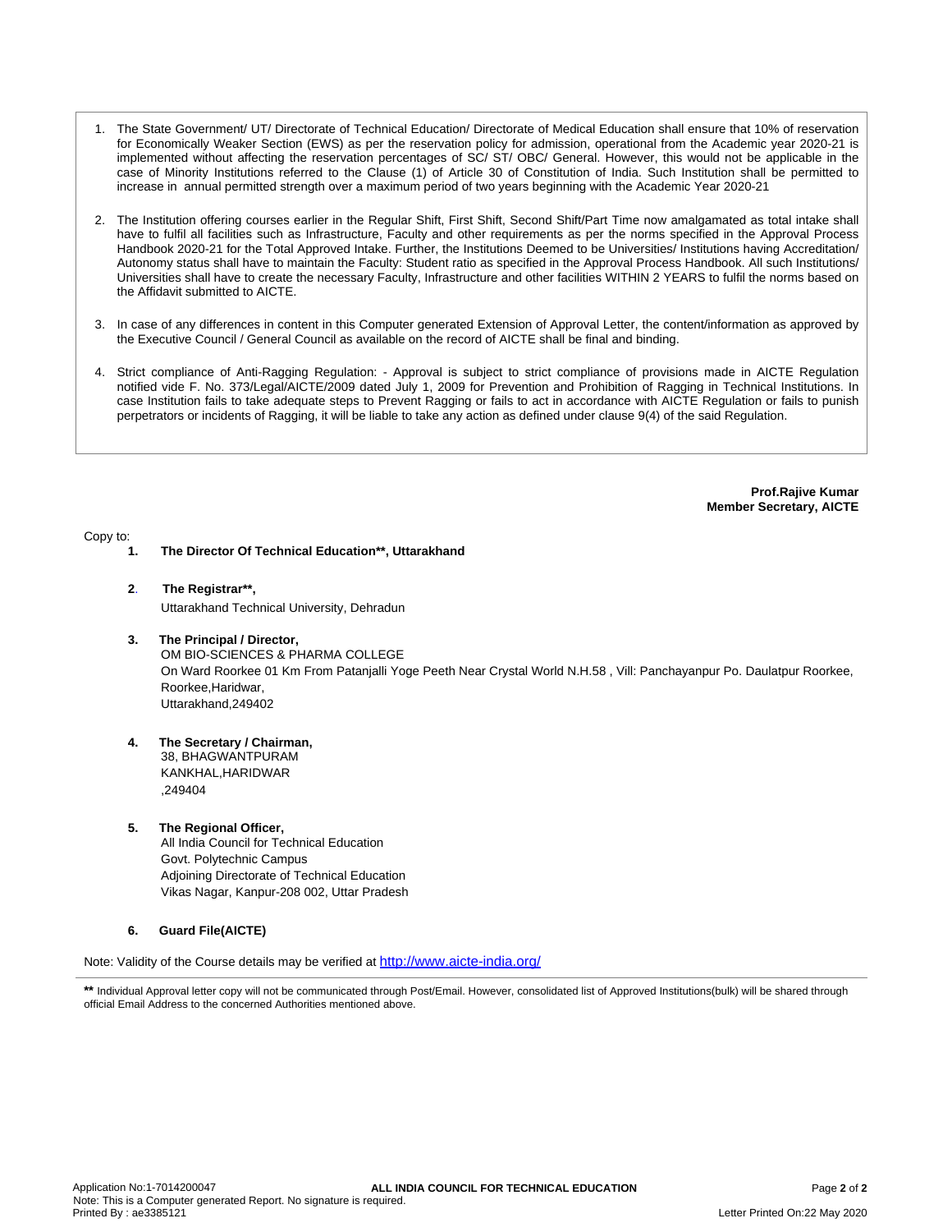1. The State Government/ UT/ Directorate of Technical Education/ Directorate of Medical Education shall ensure that 10% of reservation for Economically Weaker Section (EWS) as per the reservation policy for admission, operational from the Academic year 2020-21 is implemented without affecting the reservation percentages of SC/ ST/ OBC/ General. However, this would not be applicable in the case of Minority Institutions referred to the Clause (1) of Article 30 of Constitution of India. Such Institution shall be permitted to increase in annual permitted strength over a maximum period of two years beginning with the Academic Year 2020-21

2. The Institution offering courses earlier in the Regular Shift, First Shift, Second Shift/Part Time now amalgamated as total intake shall have to fulfil all facilities such as Infrastructure, Faculty and other requirements as per the norms specified in the Approval Process Handbook 2020-21 for the Total Approved Intake. Further, the Institutions Deemed to be Universities/ Institutions having Accreditation/ Autonomy status shall have to maintain the Faculty: Student ratio as specified in the Approval Process Handbook. All such Institutions/ Universities shall have to create the necessary Faculty, Infrastructure and other facilities WITHIN 2 YEARS to fulfil the norms based on the Affidavit submitted to AICTE.

3. In case of any differences in content in this Computer generated Extension of Approval Letter, the content/information as approved by the Executive Council / General Council as available on the record of AICTE shall be final and binding.

4. Strict compliance of Anti-Ragging Regulation: - Approval is subject to strict compliance of provisions made in AICTE Regulation notified vide F. No. 373/Legal/AICTE/2009 dated July 1, 2009 for Prevention and Prohibition of Ragging in Technical Institutions. In case Institution fails to take adequate steps to Prevent Ragging or fails to act in accordance with AICTE Regulation or fails to punish perpetrators or incidents of Ragging, it will be liable to take any action as defined under clause 9(4) of the said Regulation.

**Prof.Rajive Kumar**
**Member Secretary, AICTE**

Copy to:

1. **The Director Of Technical Education**\*\*, Uttarakhand**

2. **The Registrar\*\*,**
   Uttarakhand Technical University, Dehradun

3. **The Principal / Director,**
   OM BIO-SCIENCES & PHARMA COLLEGE
   On Ward Roorkee 01 Km From Patanjalli Yoge Peeth Near Crystal World N.H.58 , Vill: Panchayanpur Po. Daulatpur Roorkee, Roorkee,Haridwar,
   Uttarakhand,249402

4. **The Secretary / Chairman,**
   38, BHAGWANTPURAM
   KANKHAL,HARIDWAR
   ,249404

5. **The Regional Officer,**
   All India Council for Technical Education
   Govt. Polytechnic Campus
   Adjoining Directorate of Technical Education
   Vikas Nagar, Kanpur-208 002, Uttar Pradesh

6. **Guard File(AICTE)**

Note: Validity of the Course details may be verified at http://www.aicte-india.org/

**\*\*** Individual Approval letter copy will not be communicated through Post/Email. However, consolidated list of Approved Institutions(bulk) will be shared through official Email Address to the concerned Authorities mentioned above.

Application No:1-7014200047
Note: This is a Computer generated Report. No signature is required.
Printed By : ae3385121

Letter Printed On:22 May 2020